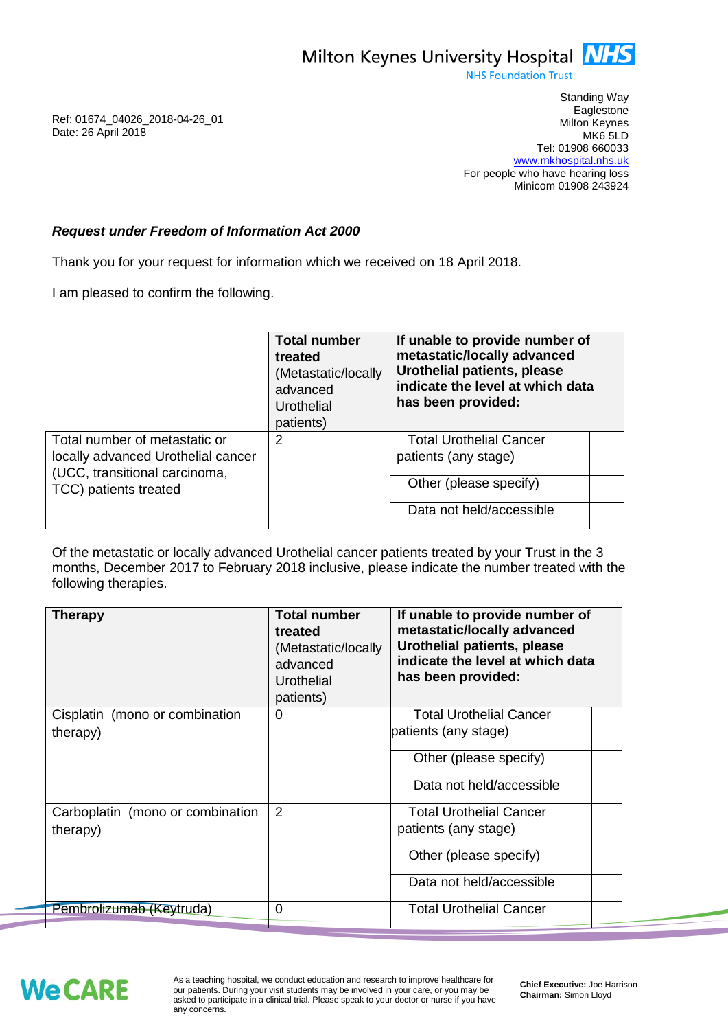Milton Keynes University Hospital **NHS**
NHS Foundation Trust

Ref: 01674_04026_2018-04-26_01
Date: 26 April 2018

Standing Way
Eaglestone
Milton Keynes
MK6 5LD
Tel: 01908 660033
www.mkhospital.nhs.uk
For people who have hearing loss
Minicom 01908 243924

***Request under Freedom of Information Act 2000***

Thank you for your request for information which we received on 18 April 2018.

I am pleased to confirm the following.

| | **Total number treated** (Metastatic/locally advanced Urothelial patients) | **If unable to provide number of metastatic/locally advanced Urothelial patients, please indicate the level at which data has been provided:** | |
|---|---|---|---|
| Total number of metastatic or locally advanced Urothelial cancer (UCC, transitional carcinoma, TCC) patients treated | 2 | Total Urothelial Cancer patients (any stage) | |
| | | Other (please specify) | |
| | | Data not held/accessible | |

Of the metastatic or locally advanced Urothelial cancer patients treated by your Trust in the 3 months, December 2017 to February 2018 inclusive, please indicate the number treated with the following therapies.

| **Therapy** | **Total number treated** (Metastatic/locally advanced Urothelial patients) | **If unable to provide number of metastatic/locally advanced Urothelial patients, please indicate the level at which data has been provided:** | |
|---|---|---|---|
| Cisplatin (mono or combination therapy) | 0 | Total Urothelial Cancer patients (any stage) | |
| | | Other (please specify) | |
| | | Data not held/accessible | |
| Carboplatin (mono or combination therapy) | 2 | Total Urothelial Cancer patients (any stage) | |
| | | Other (please specify) | |
| | | Data not held/accessible | |
| Pembrolizumab (Keytruda) | 0 | Total Urothelial Cancer | |

WeCARE

As a teaching hospital, we conduct education and research to improve healthcare for our patients. During your visit students may be involved in your care, or you may be asked to participate in a clinical trial. Please speak to your doctor or nurse if you have any concerns.

**Chief Executive:** Joe Harrison
**Chairman:** Simon Lloyd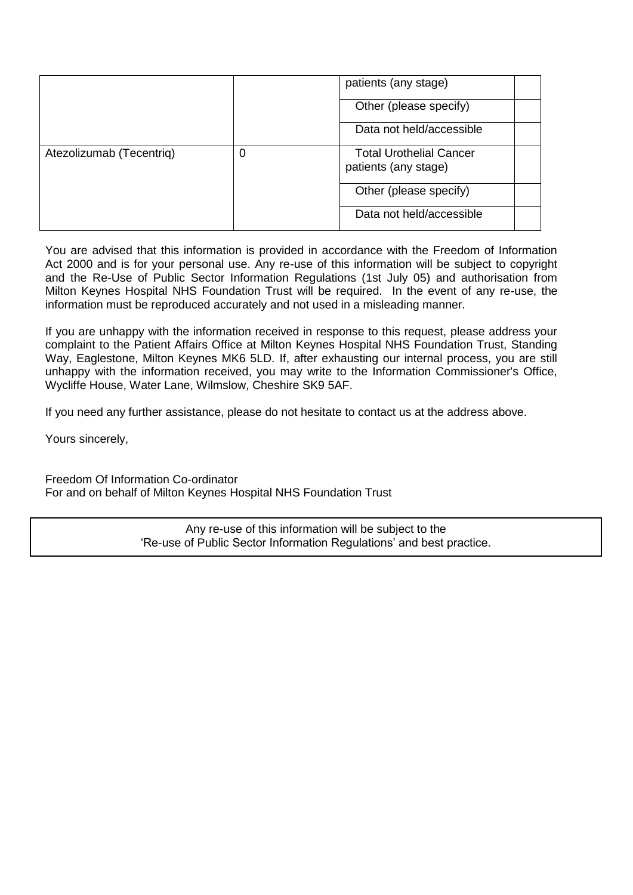| | | | |
|---|---|---|---|
| | | patients (any stage) | |
| | | Other (please specify) | |
| | | Data not held/accessible | |
| Atezolizumab (Tecentriq) | 0 | Total Urothelial Cancer patients (any stage) | |
| | | Other (please specify) | |
| | | Data not held/accessible | |

You are advised that this information is provided in accordance with the Freedom of Information Act 2000 and is for your personal use. Any re-use of this information will be subject to copyright and the Re-Use of Public Sector Information Regulations (1st July 05) and authorisation from Milton Keynes Hospital NHS Foundation Trust will be required. In the event of any re-use, the information must be reproduced accurately and not used in a misleading manner.

If you are unhappy with the information received in response to this request, please address your complaint to the Patient Affairs Office at Milton Keynes Hospital NHS Foundation Trust, Standing Way, Eaglestone, Milton Keynes MK6 5LD. If, after exhausting our internal process, you are still unhappy with the information received, you may write to the Information Commissioner's Office, Wycliffe House, Water Lane, Wilmslow, Cheshire SK9 5AF.

If you need any further assistance, please do not hesitate to contact us at the address above.

Yours sincerely,

Freedom Of Information Co-ordinator
For and on behalf of Milton Keynes Hospital NHS Foundation Trust

Any re-use of this information will be subject to the 'Re-use of Public Sector Information Regulations' and best practice.